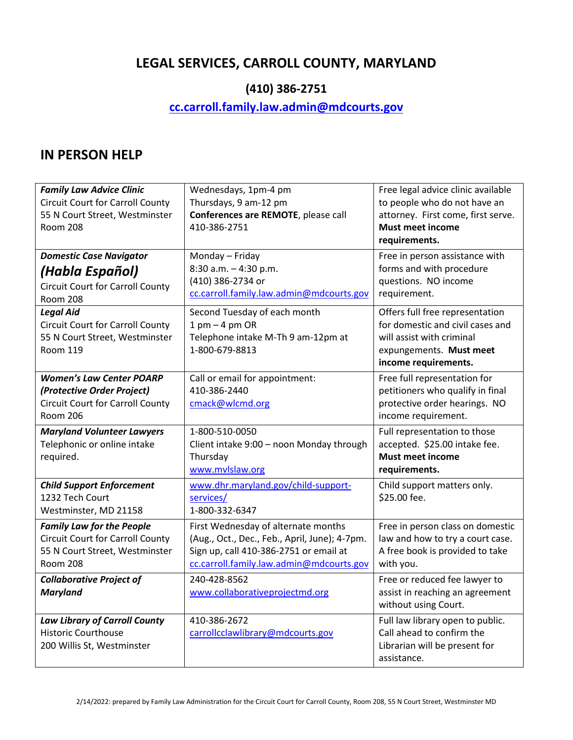# LEGAL SERVICES, CARROLL COUNTY, MARYLAND

## (410) 386-2751

**cc.carroll.family.law.admin@mdcourts.gov**

## IN PERSON HELP

| | | |
|---|---|---|
| ***Family Law Advice Clinic***<br>Circuit Court for Carroll County<br>55 N Court Street, Westminster<br>Room 208 | Wednesdays, 1pm-4 pm<br>Thursdays, 9 am-12 pm<br>**Conferences are REMOTE**, please call 410-386-2751 | Free legal advice clinic available to people who do not have an attorney. First come, first serve. **Must meet income requirements.** |
| ***Domestic Case Navigator***<br>***(Habla Español)***<br>Circuit Court for Carroll County<br>Room 208 | Monday – Friday<br>8:30 a.m. – 4:30 p.m.<br>(410) 386-2734 or<br>cc.carroll.family.law.admin@mdcourts.gov | Free in person assistance with forms and with procedure questions. NO income requirement. |
| ***Legal Aid***<br>Circuit Court for Carroll County<br>55 N Court Street, Westminster<br>Room 119 | Second Tuesday of each month<br>1 pm – 4 pm OR<br>Telephone intake M-Th 9 am-12pm at 1-800-679-8813 | Offers full free representation for domestic and civil cases and will assist with criminal expungements. **Must meet income requirements.** |
| ***Women's Law Center POARP (Protective Order Project)***<br>Circuit Court for Carroll County<br>Room 206 | Call or email for appointment:<br>410-386-2440<br>cmack@wlcmd.org | Free full representation for petitioners who qualify in final protective order hearings. NO income requirement. |
| ***Maryland Volunteer Lawyers***<br>Telephonic or online intake required. | 1-800-510-0050<br>Client intake 9:00 – noon Monday through Thursday<br>www.mvlslaw.org | Full representation to those accepted. $25.00 intake fee. **Must meet income requirements.** |
| ***Child Support Enforcement***<br>1232 Tech Court<br>Westminster, MD 21158 | www.dhr.maryland.gov/child-support-services/<br>1-800-332-6347 | Child support matters only. $25.00 fee. |
| ***Family Law for the People***<br>Circuit Court for Carroll County<br>55 N Court Street, Westminster<br>Room 208 | First Wednesday of alternate months (Aug., Oct., Dec., Feb., April, June); 4-7pm. Sign up, call 410-386-2751 or email at cc.carroll.family.law.admin@mdcourts.gov | Free in person class on domestic law and how to try a court case. A free book is provided to take with you. |
| ***Collaborative Project of Maryland*** | 240-428-8562<br>www.collaborativeprojectmd.org | Free or reduced fee lawyer to assist in reaching an agreement without using Court. |
| ***Law Library of Carroll County***<br>Historic Courthouse<br>200 Willis St, Westminster | 410-386-2672<br>carrollcclawlibrary@mdcourts.gov | Full law library open to public. Call ahead to confirm the Librarian will be present for assistance. |

2/14/2022: prepared by Family Law Administration for the Circuit Court for Carroll County, Room 208, 55 N Court Street, Westminster MD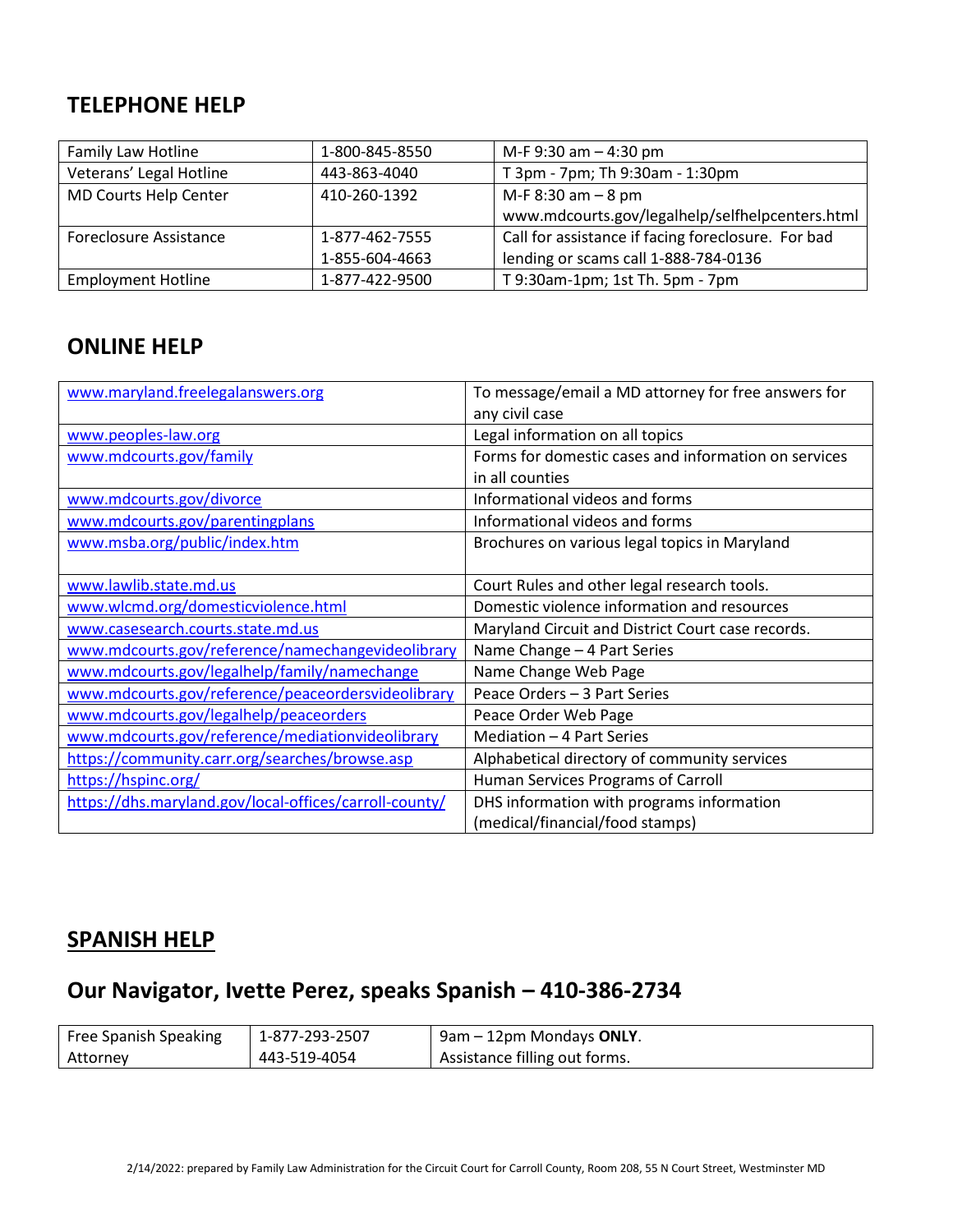## TELEPHONE HELP

| | | |
|---|---|---|
| Family Law Hotline | 1-800-845-8550 | M-F 9:30 am – 4:30 pm |
| Veterans' Legal Hotline | 443-863-4040 | T 3pm - 7pm; Th 9:30am - 1:30pm |
| MD Courts Help Center | 410-260-1392 | M-F 8:30 am – 8 pm www.mdcourts.gov/legalhelp/selfhelpcenters.html |
| Foreclosure Assistance | 1-877-462-7555 1-855-604-4663 | Call for assistance if facing foreclosure. For bad lending or scams call 1-888-784-0136 |
| Employment Hotline | 1-877-422-9500 | T 9:30am-1pm; 1st Th. 5pm - 7pm |

## ONLINE HELP

| | |
|---|---|
| www.maryland.freelegalanswers.org | To message/email a MD attorney for free answers for any civil case |
| www.peoples-law.org | Legal information on all topics |
| www.mdcourts.gov/family | Forms for domestic cases and information on services in all counties |
| www.mdcourts.gov/divorce | Informational videos and forms |
| www.mdcourts.gov/parentingplans | Informational videos and forms |
| www.msba.org/public/index.htm | Brochures on various legal topics in Maryland |
| www.lawlib.state.md.us | Court Rules and other legal research tools. |
| www.wlcmd.org/domesticviolence.html | Domestic violence information and resources |
| www.casesearch.courts.state.md.us | Maryland Circuit and District Court case records. |
| www.mdcourts.gov/reference/namechangevideolibrary | Name Change – 4 Part Series |
| www.mdcourts.gov/legalhelp/family/namechange | Name Change Web Page |
| www.mdcourts.gov/reference/peaceordersvideolibrary | Peace Orders – 3 Part Series |
| www.mdcourts.gov/legalhelp/peaceorders | Peace Order Web Page |
| www.mdcourts.gov/reference/mediationvideolibrary | Mediation – 4 Part Series |
| https://community.carr.org/searches/browse.asp | Alphabetical directory of community services |
| https://hspinc.org/ | Human Services Programs of Carroll |
| https://dhs.maryland.gov/local-offices/carroll-county/ | DHS information with programs information (medical/financial/food stamps) |

## SPANISH HELP

## Our Navigator, Ivette Perez, speaks Spanish – 410-386-2734

| | | |
|---|---|---|
| Free Spanish Speaking Attorney | 1-877-293-2507 443-519-4054 | 9am – 12pm Mondays **ONLY**. Assistance filling out forms. |

2/14/2022: prepared by Family Law Administration for the Circuit Court for Carroll County, Room 208, 55 N Court Street, Westminster MD